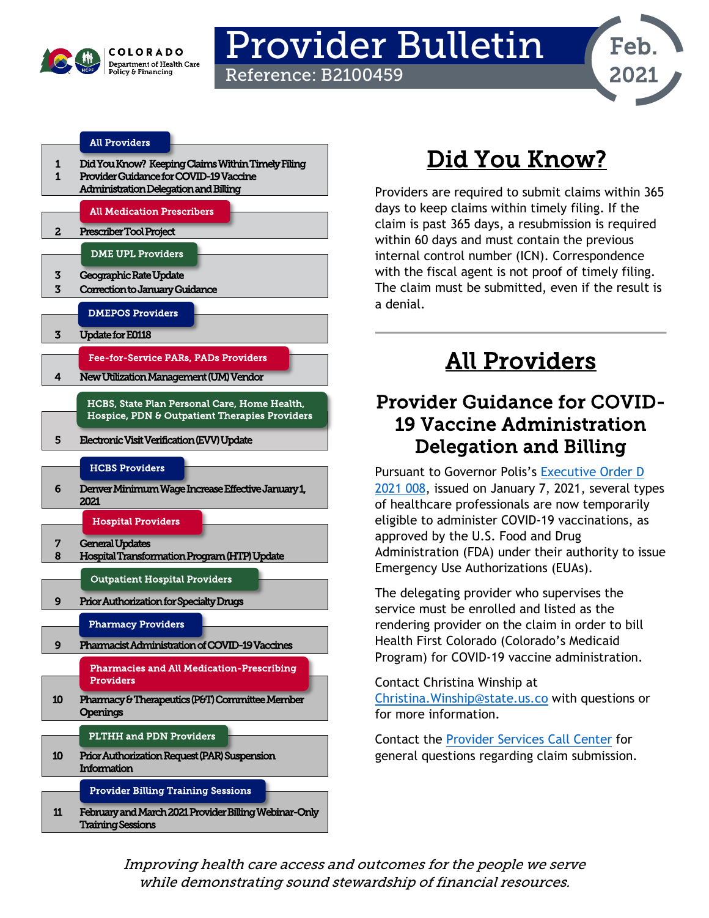COLORADO Department of Health Care Policy & Financing

# Provider Bulletin

Reference: B2100459

Feb. 2021

**All Providers**

1 Did You Know? Keeping Claims Within Timely Filing
1 Provider Guidance for COVID-19 Vaccine Administration Delegation and Billing

**All Medication Prescribers**

2 Prescriber Tool Project

**DME UPL Providers**

3 Geographic Rate Update
3 Correction to January Guidance

**DMEPOS Providers**

3 Update for E0118

**Fee-for-Service PARs, PADs Providers**

4 New Utilization Management (UM) Vendor

**HCBS, State Plan Personal Care, Home Health, Hospice, PDN & Outpatient Therapies Providers**

5 Electronic Visit Verification (EVV) Update

**HCBS Providers**

6 Denver Minimum Wage Increase Effective January 1, 2021

**Hospital Providers**

7 General Updates
8 Hospital Transformation Program (HTP) Update

**Outpatient Hospital Providers**

9 Prior Authorization for Specialty Drugs

**Pharmacy Providers**

9 Pharmacist Administration of COVID-19 Vaccines

**Pharmacies and All Medication-Prescribing Providers**

10 Pharmacy & Therapeutics (P&T) Committee Member Openings

**PLTHH and PDN Providers**

10 Prior Authorization Request (PAR) Suspension Information

**Provider Billing Training Sessions**

11 February and March 2021 Provider Billing Webinar-Only Training Sessions

## Did You Know?

Providers are required to submit claims within 365 days to keep claims within timely filing. If the claim is past 365 days, a resubmission is required within 60 days and must contain the previous internal control number (ICN). Correspondence with the fiscal agent is not proof of timely filing. The claim must be submitted, even if the result is a denial.

## All Providers

### Provider Guidance for COVID-19 Vaccine Administration Delegation and Billing

Pursuant to Governor Polis's Executive Order D 2021 008, issued on January 7, 2021, several types of healthcare professionals are now temporarily eligible to administer COVID-19 vaccinations, as approved by the U.S. Food and Drug Administration (FDA) under their authority to issue Emergency Use Authorizations (EUAs).

The delegating provider who supervises the service must be enrolled and listed as the rendering provider on the claim in order to bill Health First Colorado (Colorado's Medicaid Program) for COVID-19 vaccine administration.

Contact Christina Winship at Christina.Winship@state.us.co with questions or for more information.

Contact the Provider Services Call Center for general questions regarding claim submission.

*Improving health care access and outcomes for the people we serve while demonstrating sound stewardship of financial resources.*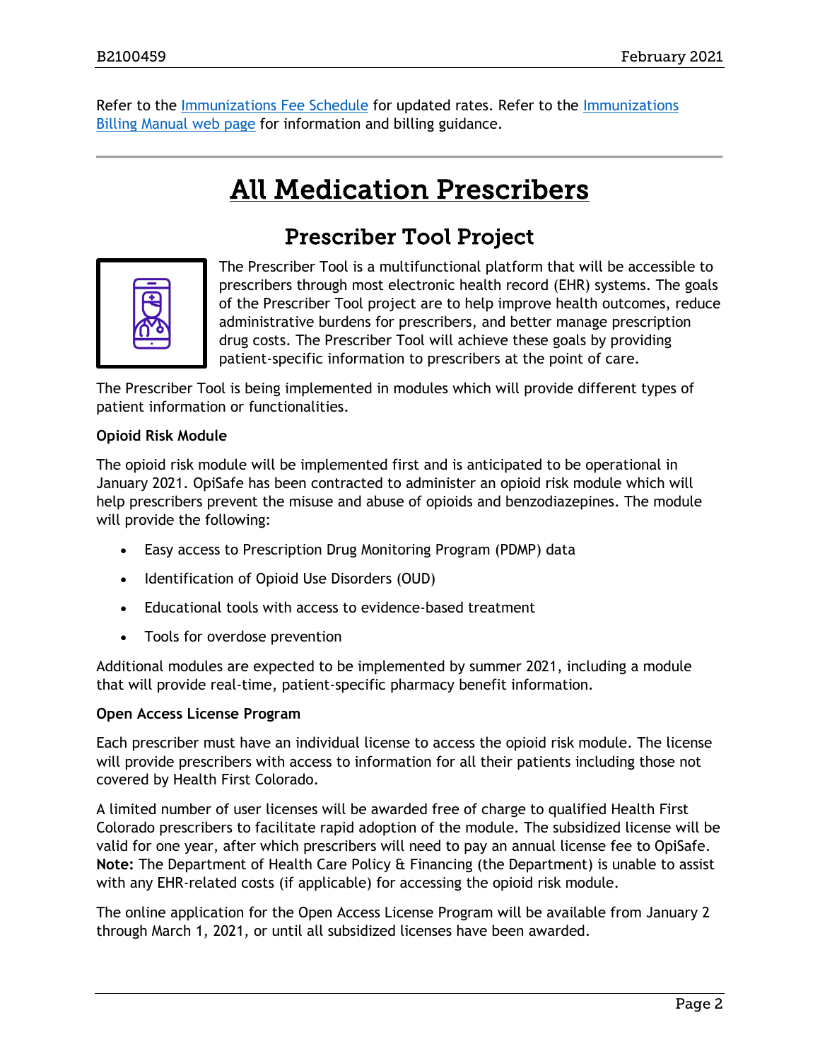Refer to the Immunizations Fee Schedule for updated rates. Refer to the Immunizations Billing Manual web page for information and billing guidance.

# All Medication Prescribers

## Prescriber Tool Project

The Prescriber Tool is a multifunctional platform that will be accessible to prescribers through most electronic health record (EHR) systems. The goals of the Prescriber Tool project are to help improve health outcomes, reduce administrative burdens for prescribers, and better manage prescription drug costs. The Prescriber Tool will achieve these goals by providing patient-specific information to prescribers at the point of care.

The Prescriber Tool is being implemented in modules which will provide different types of patient information or functionalities.

**Opioid Risk Module**

The opioid risk module will be implemented first and is anticipated to be operational in January 2021. OpiSafe has been contracted to administer an opioid risk module which will help prescribers prevent the misuse and abuse of opioids and benzodiazepines. The module will provide the following:

- Easy access to Prescription Drug Monitoring Program (PDMP) data
- Identification of Opioid Use Disorders (OUD)
- Educational tools with access to evidence-based treatment
- Tools for overdose prevention

Additional modules are expected to be implemented by summer 2021, including a module that will provide real-time, patient-specific pharmacy benefit information.

**Open Access License Program**

Each prescriber must have an individual license to access the opioid risk module. The license will provide prescribers with access to information for all their patients including those not covered by Health First Colorado.

A limited number of user licenses will be awarded free of charge to qualified Health First Colorado prescribers to facilitate rapid adoption of the module. The subsidized license will be valid for one year, after which prescribers will need to pay an annual license fee to OpiSafe. **Note:** The Department of Health Care Policy & Financing (the Department) is unable to assist with any EHR-related costs (if applicable) for accessing the opioid risk module.

The online application for the Open Access License Program will be available from January 2 through March 1, 2021, or until all subsidized licenses have been awarded.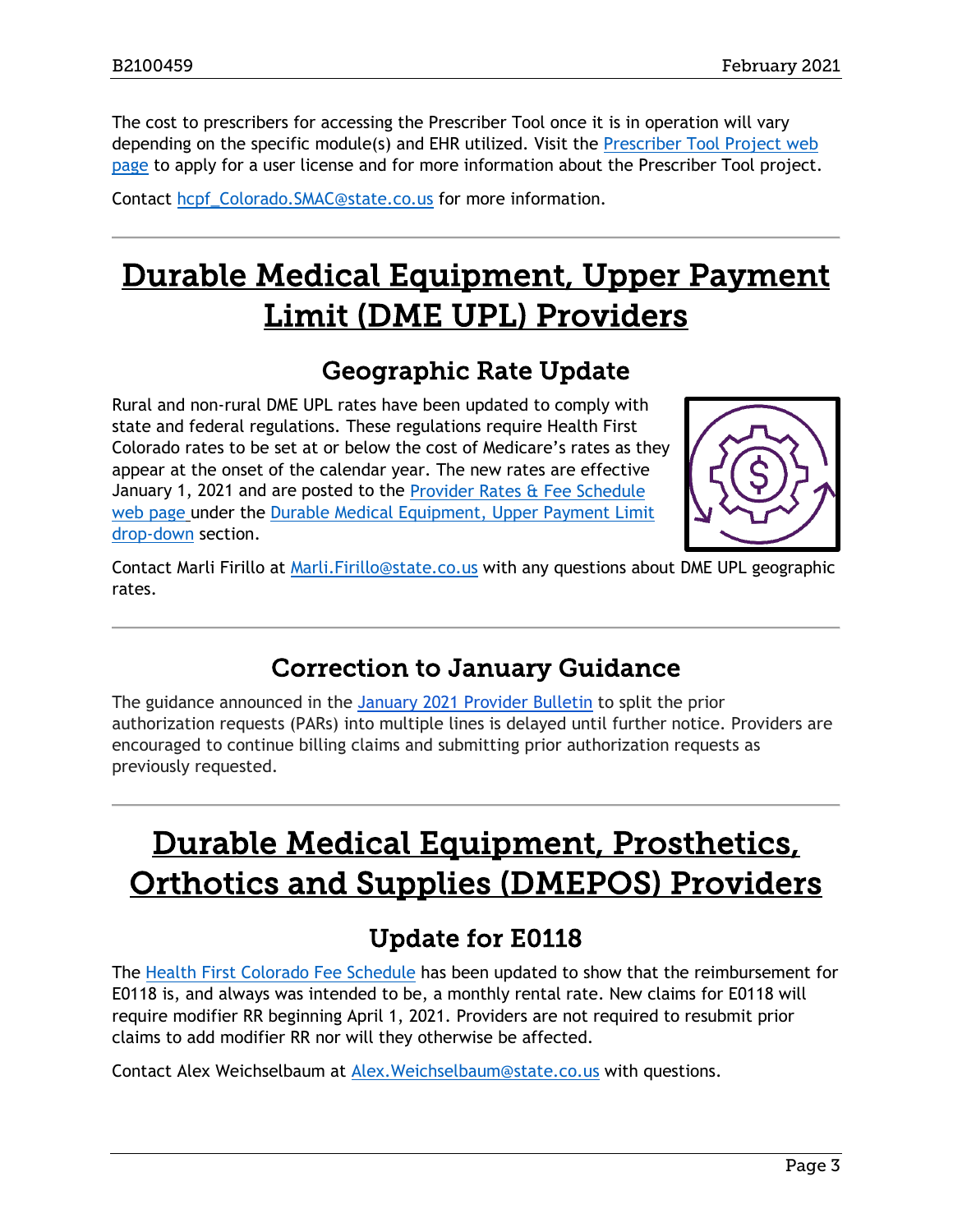The cost to prescribers for accessing the Prescriber Tool once it is in operation will vary depending on the specific module(s) and EHR utilized. Visit the Prescriber Tool Project web page to apply for a user license and for more information about the Prescriber Tool project.

Contact hcpf_Colorado.SMAC@state.co.us for more information.

---

# Durable Medical Equipment, Upper Payment Limit (DME UPL) Providers

## Geographic Rate Update

Rural and non-rural DME UPL rates have been updated to comply with state and federal regulations. These regulations require Health First Colorado rates to be set at or below the cost of Medicare's rates as they appear at the onset of the calendar year. The new rates are effective January 1, 2021 and are posted to the Provider Rates & Fee Schedule web page under the Durable Medical Equipment, Upper Payment Limit drop-down section.

Contact Marli Firillo at Marli.Firillo@state.co.us with any questions about DME UPL geographic rates.

---

## Correction to January Guidance

The guidance announced in the January 2021 Provider Bulletin to split the prior authorization requests (PARs) into multiple lines is delayed until further notice. Providers are encouraged to continue billing claims and submitting prior authorization requests as previously requested.

---

# Durable Medical Equipment, Prosthetics, Orthotics and Supplies (DMEPOS) Providers

## Update for E0118

The Health First Colorado Fee Schedule has been updated to show that the reimbursement for E0118 is, and always was intended to be, a monthly rental rate. New claims for E0118 will require modifier RR beginning April 1, 2021. Providers are not required to resubmit prior claims to add modifier RR nor will they otherwise be affected.

Contact Alex Weichselbaum at Alex.Weichselbaum@state.co.us with questions.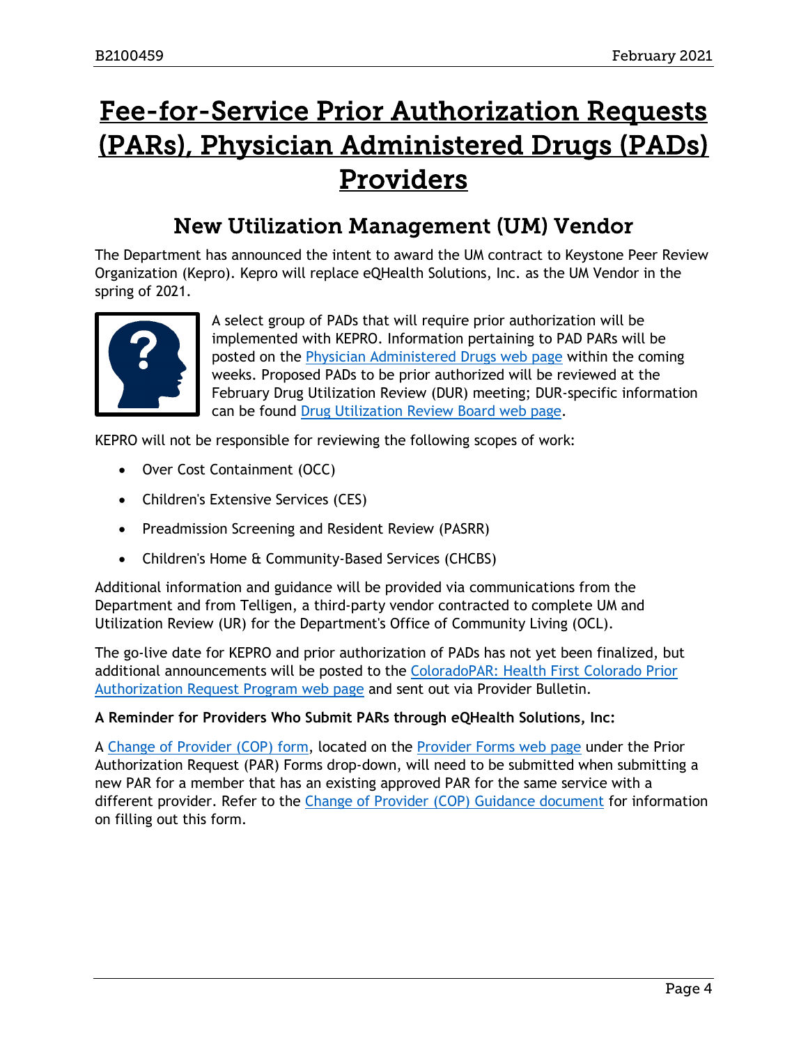# Fee-for-Service Prior Authorization Requests (PARs), Physician Administered Drugs (PADs) Providers

## New Utilization Management (UM) Vendor

The Department has announced the intent to award the UM contract to Keystone Peer Review Organization (Kepro). Kepro will replace eQHealth Solutions, Inc. as the UM Vendor in the spring of 2021.

A select group of PADs that will require prior authorization will be implemented with KEPRO. Information pertaining to PAD PARs will be posted on the Physician Administered Drugs web page within the coming weeks. Proposed PADs to be prior authorized will be reviewed at the February Drug Utilization Review (DUR) meeting; DUR-specific information can be found Drug Utilization Review Board web page.

KEPRO will not be responsible for reviewing the following scopes of work:

- Over Cost Containment (OCC)
- Children's Extensive Services (CES)
- Preadmission Screening and Resident Review (PASRR)
- Children's Home & Community-Based Services (CHCBS)

Additional information and guidance will be provided via communications from the Department and from Telligen, a third-party vendor contracted to complete UM and Utilization Review (UR) for the Department's Office of Community Living (OCL).

The go-live date for KEPRO and prior authorization of PADs has not yet been finalized, but additional announcements will be posted to the ColoradoPAR: Health First Colorado Prior Authorization Request Program web page and sent out via Provider Bulletin.

**A Reminder for Providers Who Submit PARs through eQHealth Solutions, Inc:**

A Change of Provider (COP) form, located on the Provider Forms web page under the Prior Authorization Request (PAR) Forms drop-down, will need to be submitted when submitting a new PAR for a member that has an existing approved PAR for the same service with a different provider. Refer to the Change of Provider (COP) Guidance document for information on filling out this form.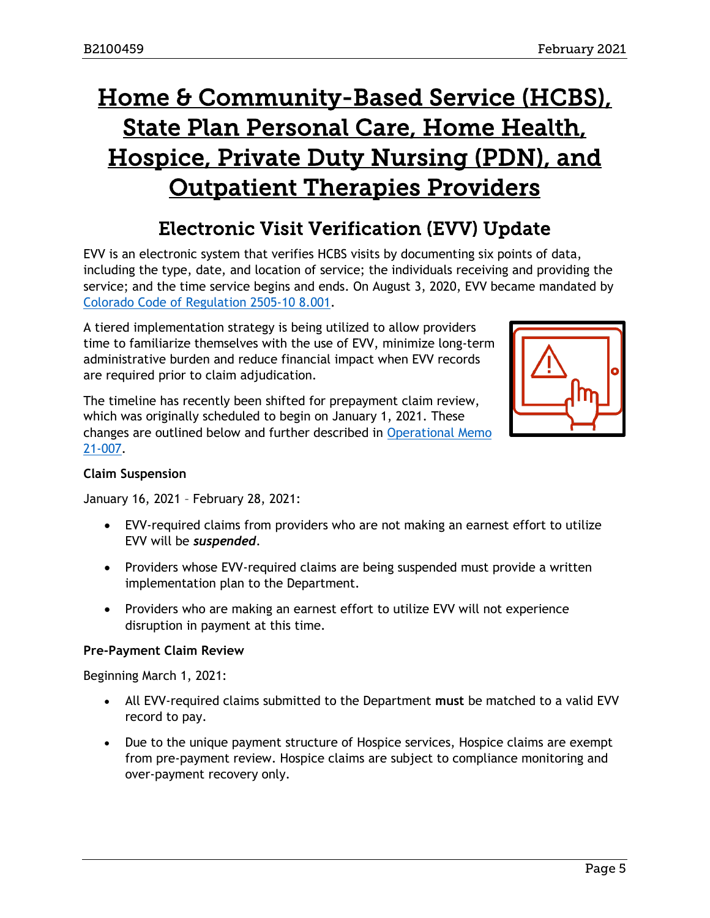# Home & Community-Based Service (HCBS), State Plan Personal Care, Home Health, Hospice, Private Duty Nursing (PDN), and Outpatient Therapies Providers

## Electronic Visit Verification (EVV) Update

EVV is an electronic system that verifies HCBS visits by documenting six points of data, including the type, date, and location of service; the individuals receiving and providing the service; and the time service begins and ends. On August 3, 2020, EVV became mandated by Colorado Code of Regulation 2505-10 8.001.

A tiered implementation strategy is being utilized to allow providers time to familiarize themselves with the use of EVV, minimize long-term administrative burden and reduce financial impact when EVV records are required prior to claim adjudication.

The timeline has recently been shifted for prepayment claim review, which was originally scheduled to begin on January 1, 2021. These changes are outlined below and further described in Operational Memo 21-007.

**Claim Suspension**

January 16, 2021 – February 28, 2021:

- EVV-required claims from providers who are not making an earnest effort to utilize EVV will be ***suspended***.
- Providers whose EVV-required claims are being suspended must provide a written implementation plan to the Department.
- Providers who are making an earnest effort to utilize EVV will not experience disruption in payment at this time.

**Pre-Payment Claim Review**

Beginning March 1, 2021:

- All EVV-required claims submitted to the Department **must** be matched to a valid EVV record to pay.
- Due to the unique payment structure of Hospice services, Hospice claims are exempt from pre-payment review. Hospice claims are subject to compliance monitoring and over-payment recovery only.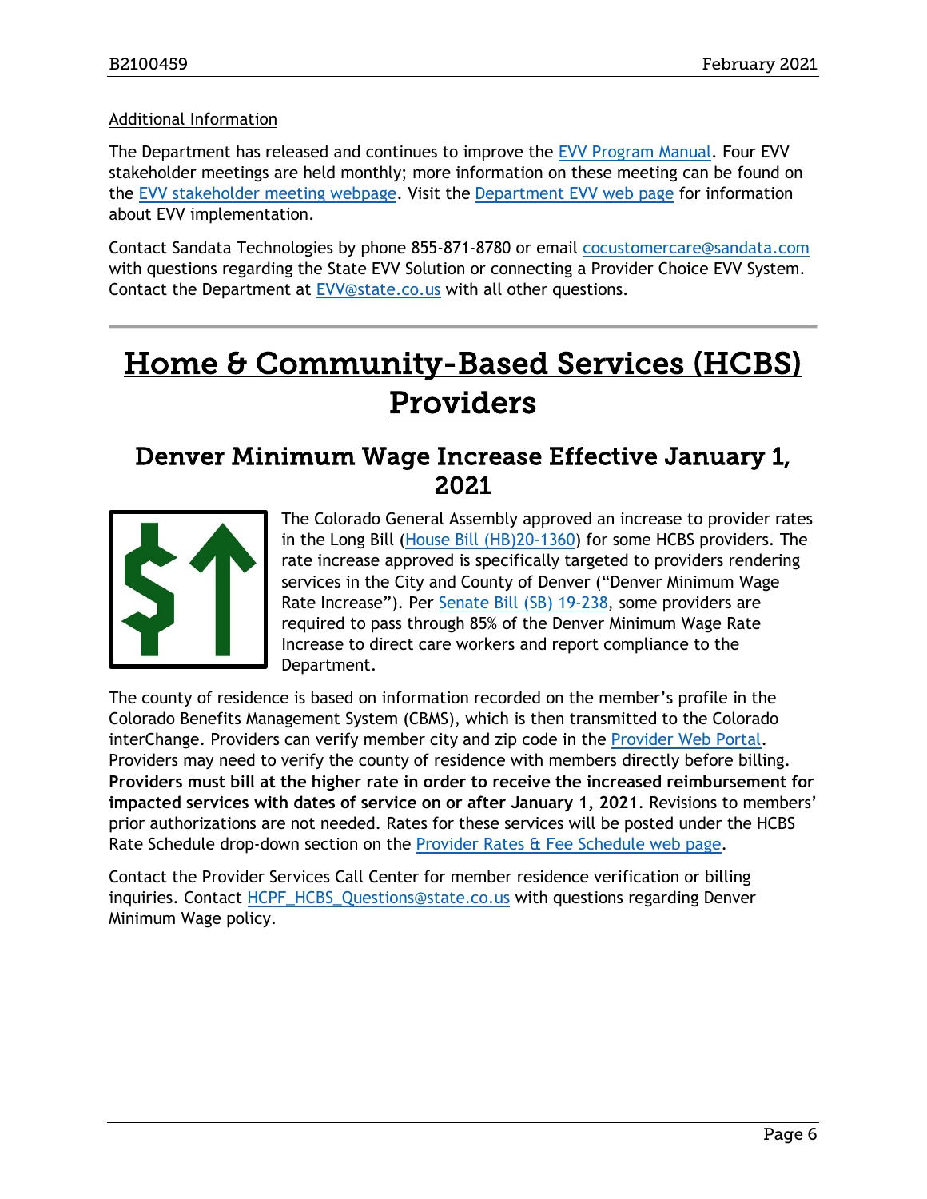Additional Information

The Department has released and continues to improve the EVV Program Manual. Four EVV stakeholder meetings are held monthly; more information on these meeting can be found on the EVV stakeholder meeting webpage. Visit the Department EVV web page for information about EVV implementation.

Contact Sandata Technologies by phone 855-871-8780 or email cocustomercare@sandata.com with questions regarding the State EVV Solution or connecting a Provider Choice EVV System. Contact the Department at EVV@state.co.us with all other questions.

# Home & Community-Based Services (HCBS) Providers

## Denver Minimum Wage Increase Effective January 1, 2021

The Colorado General Assembly approved an increase to provider rates in the Long Bill (House Bill (HB)20-1360) for some HCBS providers. The rate increase approved is specifically targeted to providers rendering services in the City and County of Denver ("Denver Minimum Wage Rate Increase"). Per Senate Bill (SB) 19-238, some providers are required to pass through 85% of the Denver Minimum Wage Rate Increase to direct care workers and report compliance to the Department.

The county of residence is based on information recorded on the member's profile in the Colorado Benefits Management System (CBMS), which is then transmitted to the Colorado interChange. Providers can verify member city and zip code in the Provider Web Portal. Providers may need to verify the county of residence with members directly before billing. **Providers must bill at the higher rate in order to receive the increased reimbursement for impacted services with dates of service on or after January 1, 2021**. Revisions to members' prior authorizations are not needed. Rates for these services will be posted under the HCBS Rate Schedule drop-down section on the Provider Rates & Fee Schedule web page.

Contact the Provider Services Call Center for member residence verification or billing inquiries. Contact HCPF_HCBS_Questions@state.co.us with questions regarding Denver Minimum Wage policy.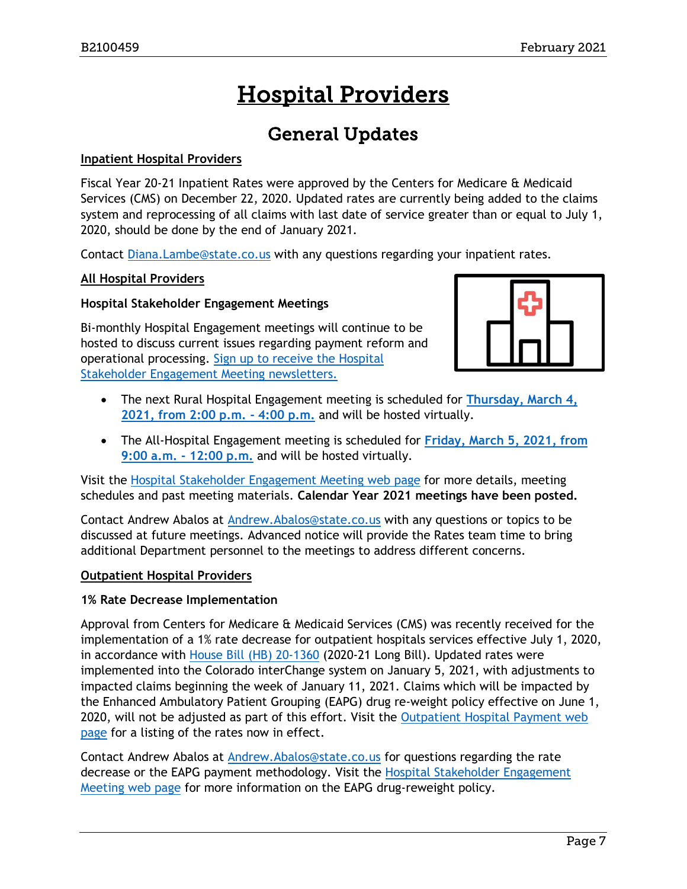# Hospital Providers

## General Updates

**Inpatient Hospital Providers**

Fiscal Year 20-21 Inpatient Rates were approved by the Centers for Medicare & Medicaid Services (CMS) on December 22, 2020. Updated rates are currently being added to the claims system and reprocessing of all claims with last date of service greater than or equal to July 1, 2020, should be done by the end of January 2021.

Contact Diana.Lambe@state.co.us with any questions regarding your inpatient rates.

**All Hospital Providers**

**Hospital Stakeholder Engagement Meetings**

Bi-monthly Hospital Engagement meetings will continue to be hosted to discuss current issues regarding payment reform and operational processing. Sign up to receive the Hospital Stakeholder Engagement Meeting newsletters.

- The next Rural Hospital Engagement meeting is scheduled for **Thursday, March 4, 2021, from 2:00 p.m. - 4:00 p.m.** and will be hosted virtually.
- The All-Hospital Engagement meeting is scheduled for **Friday, March 5, 2021, from 9:00 a.m. - 12:00 p.m.** and will be hosted virtually.

Visit the Hospital Stakeholder Engagement Meeting web page for more details, meeting schedules and past meeting materials. **Calendar Year 2021 meetings have been posted.**

Contact Andrew Abalos at Andrew.Abalos@state.co.us with any questions or topics to be discussed at future meetings. Advanced notice will provide the Rates team time to bring additional Department personnel to the meetings to address different concerns.

**Outpatient Hospital Providers**

**1% Rate Decrease Implementation**

Approval from Centers for Medicare & Medicaid Services (CMS) was recently received for the implementation of a 1% rate decrease for outpatient hospitals services effective July 1, 2020, in accordance with House Bill (HB) 20-1360 (2020-21 Long Bill). Updated rates were implemented into the Colorado interChange system on January 5, 2021, with adjustments to impacted claims beginning the week of January 11, 2021. Claims which will be impacted by the Enhanced Ambulatory Patient Grouping (EAPG) drug re-weight policy effective on June 1, 2020, will not be adjusted as part of this effort. Visit the Outpatient Hospital Payment web page for a listing of the rates now in effect.

Contact Andrew Abalos at Andrew.Abalos@state.co.us for questions regarding the rate decrease or the EAPG payment methodology. Visit the Hospital Stakeholder Engagement Meeting web page for more information on the EAPG drug-reweight policy.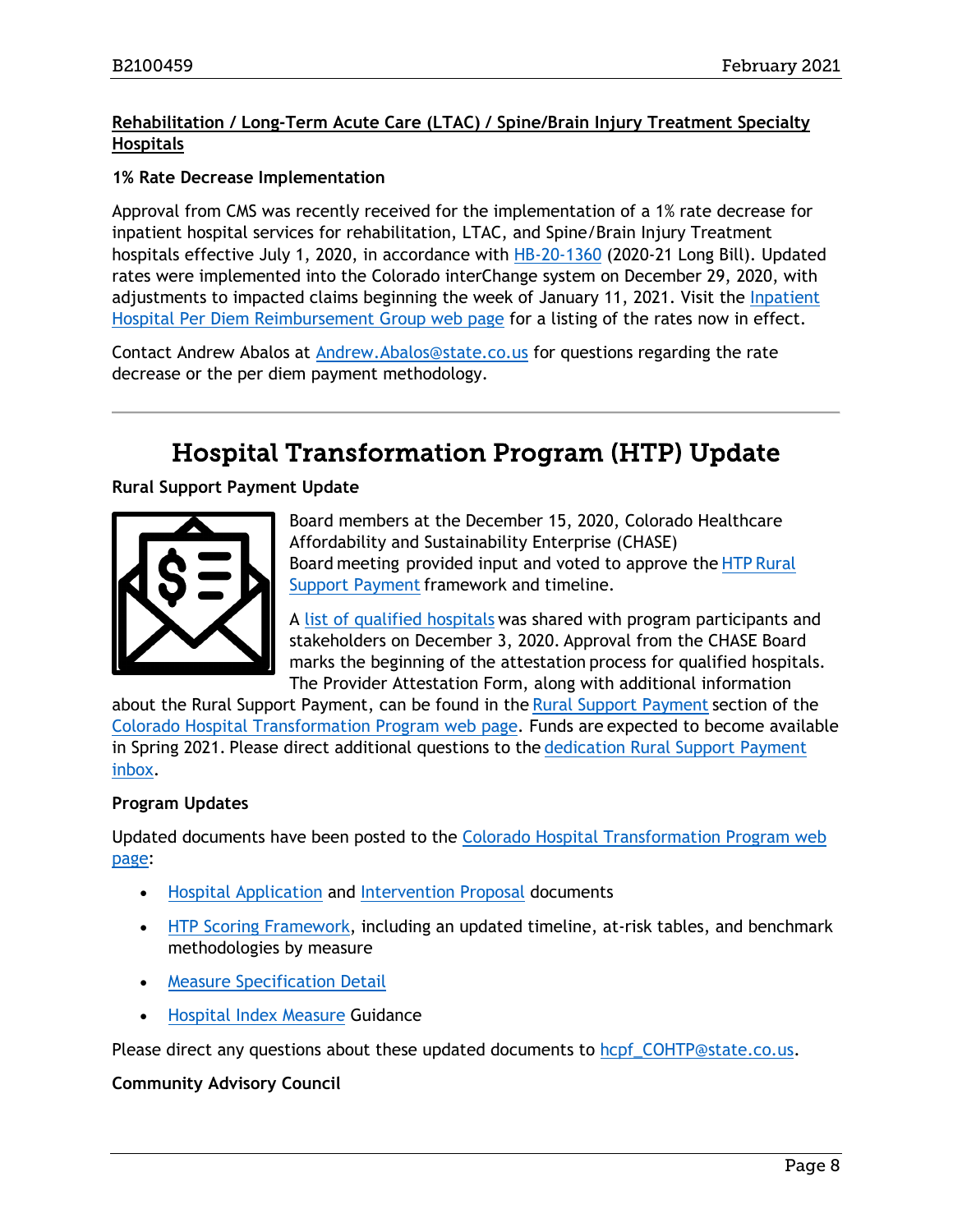**Rehabilitation / Long-Term Acute Care (LTAC) / Spine/Brain Injury Treatment Specialty Hospitals**

**1% Rate Decrease Implementation**

Approval from CMS was recently received for the implementation of a 1% rate decrease for inpatient hospital services for rehabilitation, LTAC, and Spine/Brain Injury Treatment hospitals effective July 1, 2020, in accordance with HB-20-1360 (2020-21 Long Bill). Updated rates were implemented into the Colorado interChange system on December 29, 2020, with adjustments to impacted claims beginning the week of January 11, 2021. Visit the Inpatient Hospital Per Diem Reimbursement Group web page for a listing of the rates now in effect.

Contact Andrew Abalos at Andrew.Abalos@state.co.us for questions regarding the rate decrease or the per diem payment methodology.

---

# Hospital Transformation Program (HTP) Update

**Rural Support Payment Update**

Board members at the December 15, 2020, Colorado Healthcare Affordability and Sustainability Enterprise (CHASE) Board meeting provided input and voted to approve the HTP Rural Support Payment framework and timeline.

A list of qualified hospitals was shared with program participants and stakeholders on December 3, 2020. Approval from the CHASE Board marks the beginning of the attestation process for qualified hospitals. The Provider Attestation Form, along with additional information about the Rural Support Payment, can be found in the Rural Support Payment section of the Colorado Hospital Transformation Program web page. Funds are expected to become available in Spring 2021. Please direct additional questions to the dedication Rural Support Payment inbox.

**Program Updates**

Updated documents have been posted to the Colorado Hospital Transformation Program web page:

- Hospital Application and Intervention Proposal documents
- HTP Scoring Framework, including an updated timeline, at-risk tables, and benchmark methodologies by measure
- Measure Specification Detail
- Hospital Index Measure Guidance

Please direct any questions about these updated documents to hcpf_COHTP@state.co.us.

**Community Advisory Council**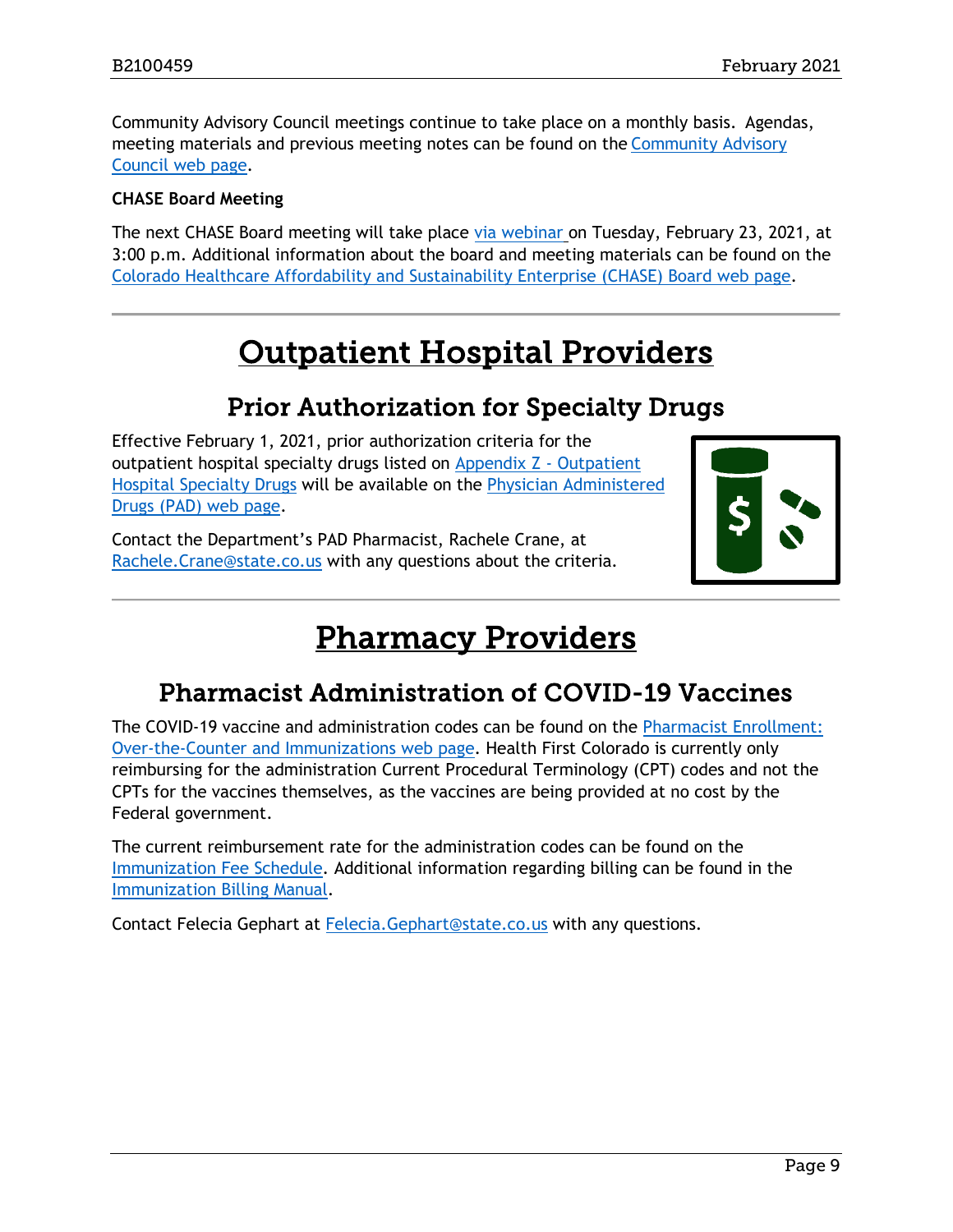Community Advisory Council meetings continue to take place on a monthly basis. Agendas, meeting materials and previous meeting notes can be found on the Community Advisory Council web page.

**CHASE Board Meeting**

The next CHASE Board meeting will take place via webinar on Tuesday, February 23, 2021, at 3:00 p.m. Additional information about the board and meeting materials can be found on the Colorado Healthcare Affordability and Sustainability Enterprise (CHASE) Board web page.

# Outpatient Hospital Providers

## Prior Authorization for Specialty Drugs

Effective February 1, 2021, prior authorization criteria for the outpatient hospital specialty drugs listed on Appendix Z - Outpatient Hospital Specialty Drugs will be available on the Physician Administered Drugs (PAD) web page.

Contact the Department's PAD Pharmacist, Rachele Crane, at Rachele.Crane@state.co.us with any questions about the criteria.

# Pharmacy Providers

## Pharmacist Administration of COVID-19 Vaccines

The COVID-19 vaccine and administration codes can be found on the Pharmacist Enrollment: Over-the-Counter and Immunizations web page. Health First Colorado is currently only reimbursing for the administration Current Procedural Terminology (CPT) codes and not the CPTs for the vaccines themselves, as the vaccines are being provided at no cost by the Federal government.

The current reimbursement rate for the administration codes can be found on the Immunization Fee Schedule. Additional information regarding billing can be found in the Immunization Billing Manual.

Contact Felecia Gephart at Felecia.Gephart@state.co.us with any questions.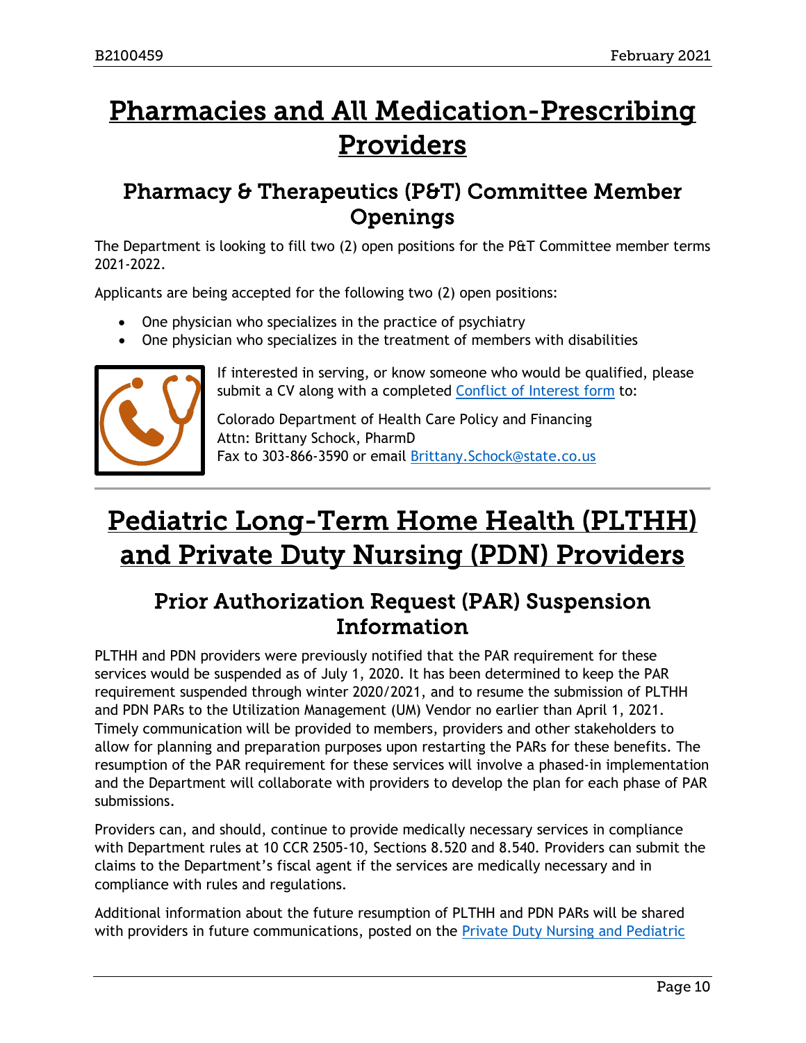# Pharmacies and All Medication-Prescribing Providers

## Pharmacy & Therapeutics (P&T) Committee Member Openings

The Department is looking to fill two (2) open positions for the P&T Committee member terms 2021-2022.

Applicants are being accepted for the following two (2) open positions:

- One physician who specializes in the practice of psychiatry
- One physician who specializes in the treatment of members with disabilities

If interested in serving, or know someone who would be qualified, please submit a CV along with a completed Conflict of Interest form to:

Colorado Department of Health Care Policy and Financing
Attn: Brittany Schock, PharmD
Fax to 303-866-3590 or email Brittany.Schock@state.co.us

---

# Pediatric Long-Term Home Health (PLTHH) and Private Duty Nursing (PDN) Providers

## Prior Authorization Request (PAR) Suspension Information

PLTHH and PDN providers were previously notified that the PAR requirement for these services would be suspended as of July 1, 2020. It has been determined to keep the PAR requirement suspended through winter 2020/2021, and to resume the submission of PLTHH and PDN PARs to the Utilization Management (UM) Vendor no earlier than April 1, 2021. Timely communication will be provided to members, providers and other stakeholders to allow for planning and preparation purposes upon restarting the PARs for these benefits. The resumption of the PAR requirement for these services will involve a phased-in implementation and the Department will collaborate with providers to develop the plan for each phase of PAR submissions.

Providers can, and should, continue to provide medically necessary services in compliance with Department rules at 10 CCR 2505-10, Sections 8.520 and 8.540. Providers can submit the claims to the Department's fiscal agent if the services are medically necessary and in compliance with rules and regulations.

Additional information about the future resumption of PLTHH and PDN PARs will be shared with providers in future communications, posted on the Private Duty Nursing and Pediatric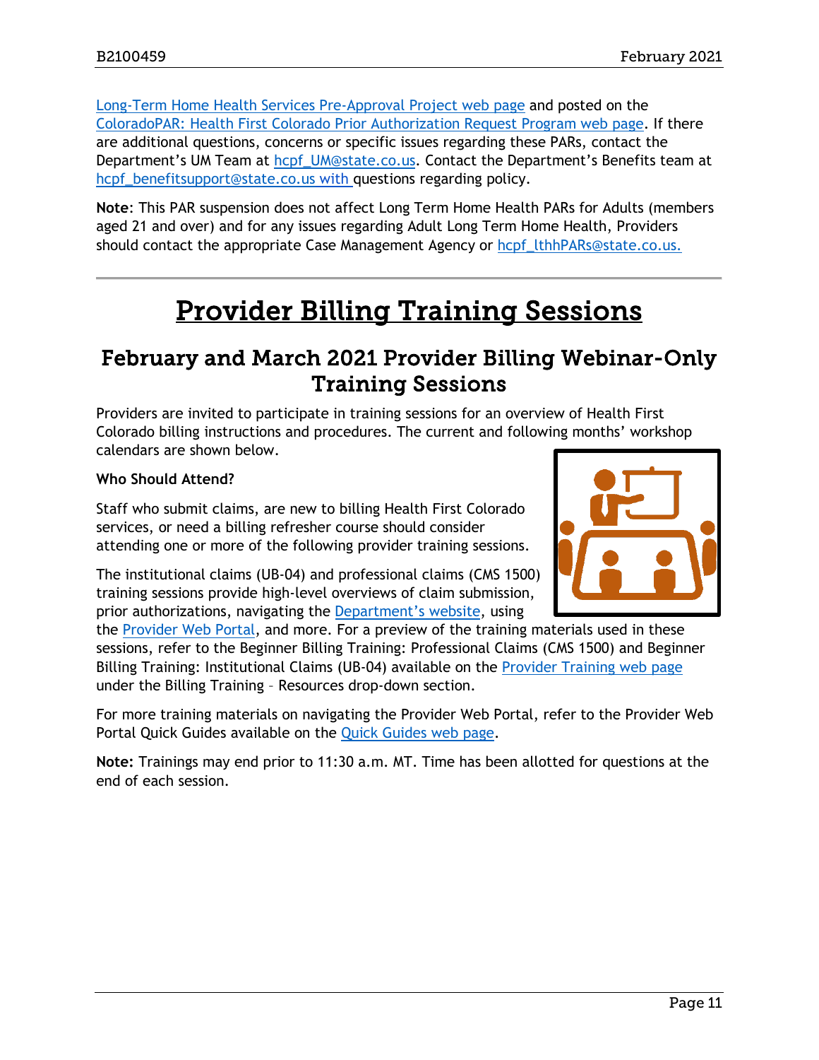Long-Term Home Health Services Pre-Approval Project web page and posted on the ColoradoPAR: Health First Colorado Prior Authorization Request Program web page. If there are additional questions, concerns or specific issues regarding these PARs, contact the Department's UM Team at hcpf_UM@state.co.us. Contact the Department's Benefits team at hcpf_benefitsupport@state.co.us with questions regarding policy.

**Note**: This PAR suspension does not affect Long Term Home Health PARs for Adults (members aged 21 and over) and for any issues regarding Adult Long Term Home Health, Providers should contact the appropriate Case Management Agency or hcpf_lthhPARs@state.co.us.

# Provider Billing Training Sessions

## February and March 2021 Provider Billing Webinar-Only Training Sessions

Providers are invited to participate in training sessions for an overview of Health First Colorado billing instructions and procedures. The current and following months' workshop calendars are shown below.

**Who Should Attend?**

Staff who submit claims, are new to billing Health First Colorado services, or need a billing refresher course should consider attending one or more of the following provider training sessions.

The institutional claims (UB-04) and professional claims (CMS 1500) training sessions provide high-level overviews of claim submission, prior authorizations, navigating the Department's website, using the Provider Web Portal, and more. For a preview of the training materials used in these sessions, refer to the Beginner Billing Training: Professional Claims (CMS 1500) and Beginner Billing Training: Institutional Claims (UB-04) available on the Provider Training web page under the Billing Training – Resources drop-down section.

For more training materials on navigating the Provider Web Portal, refer to the Provider Web Portal Quick Guides available on the Quick Guides web page.

**Note:** Trainings may end prior to 11:30 a.m. MT. Time has been allotted for questions at the end of each session.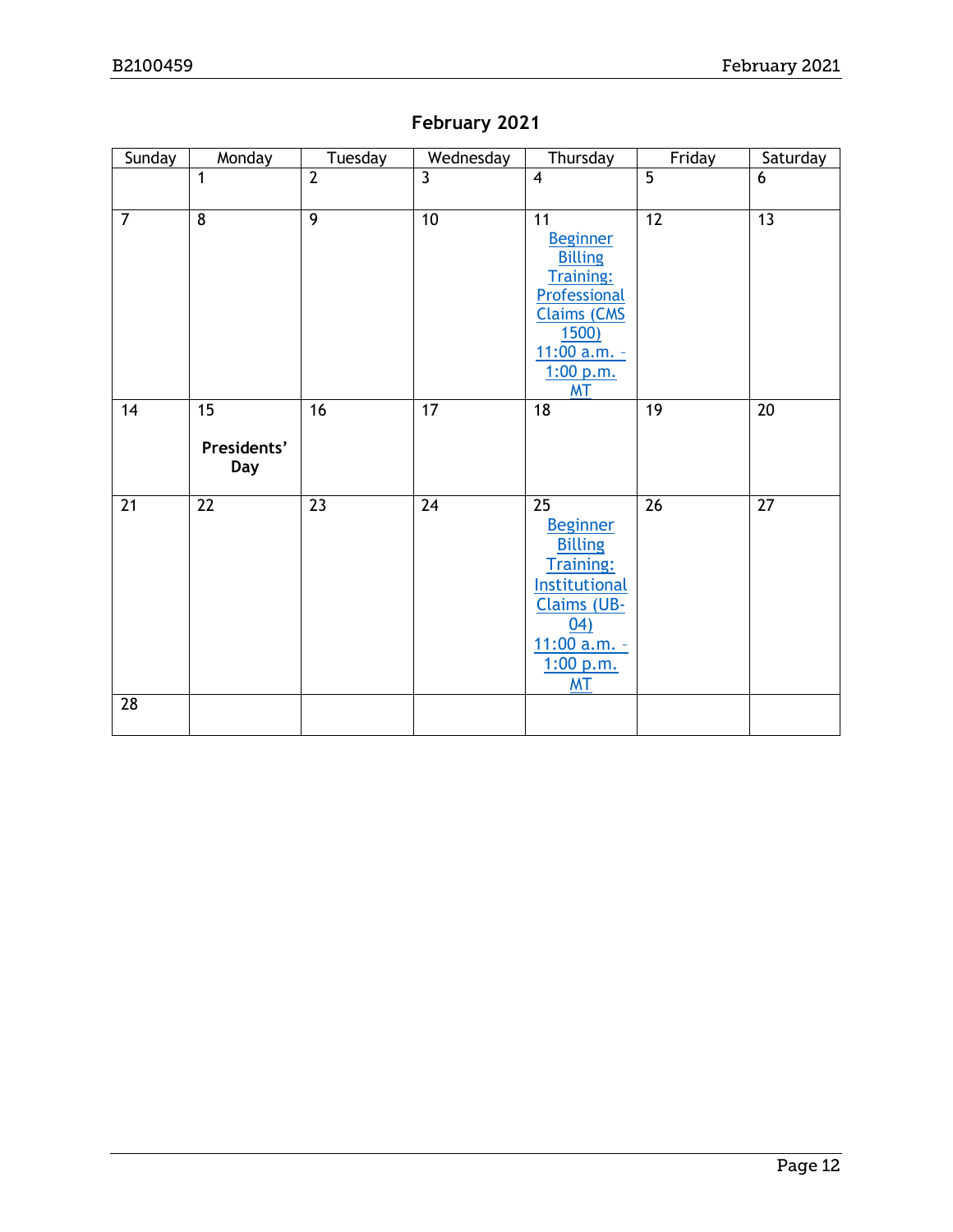## February 2021

| Sunday | Monday | Tuesday | Wednesday | Thursday | Friday | Saturday |
|---|---|---|---|---|---|---|
| | 1 | 2 | 3 | 4 | 5 | 6 |
| 7 | 8 | 9 | 10 | 11 Beginner Billing Training: Professional Claims (CMS 1500) 11:00 a.m. – 1:00 p.m. MT | 12 | 13 |
| 14 | 15 **Presidents' Day** | 16 | 17 | 18 | 19 | 20 |
| 21 | 22 | 23 | 24 | 25 Beginner Billing Training: Institutional Claims (UB-04) 11:00 a.m. – 1:00 p.m. MT | 26 | 27 |
| 28 | | | | | | |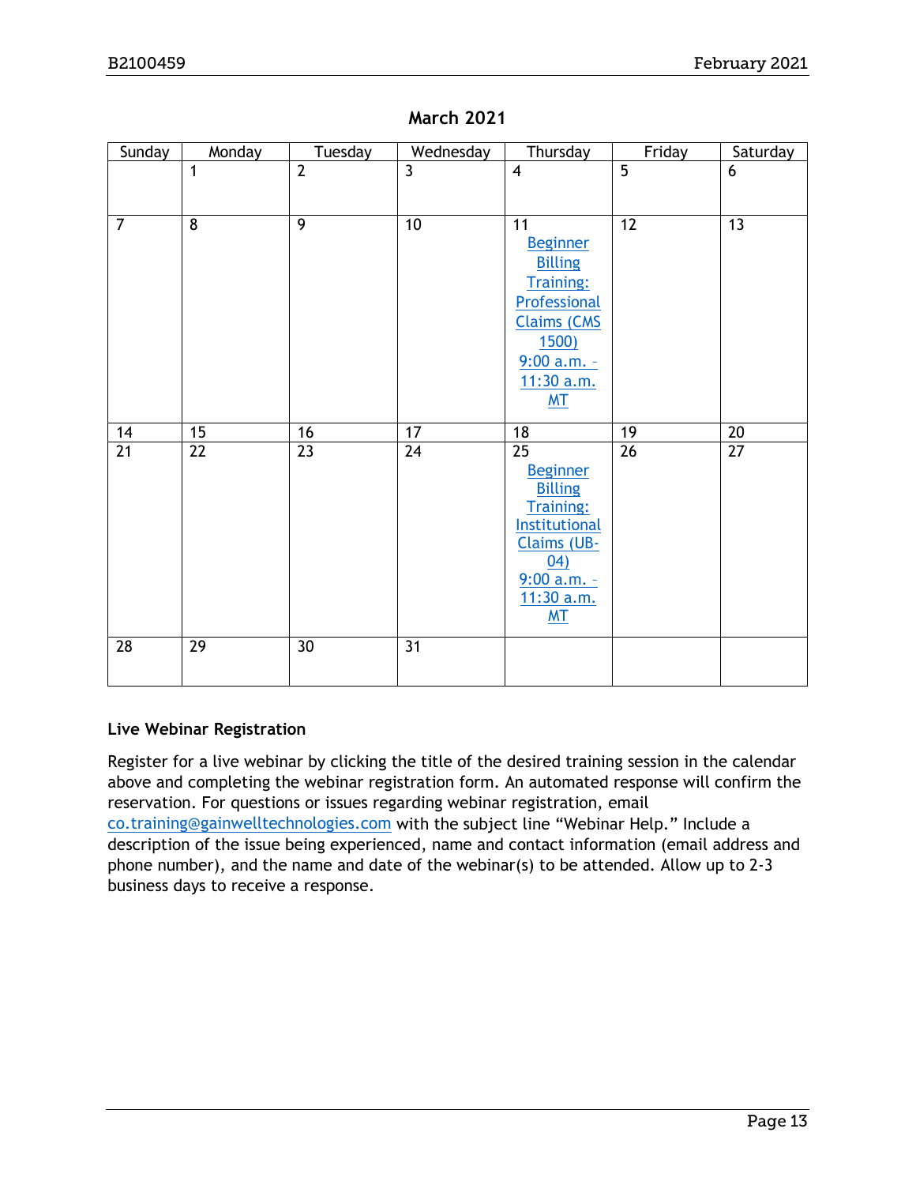## March 2021

| Sunday | Monday | Tuesday | Wednesday | Thursday | Friday | Saturday |
|---|---|---|---|---|---|---|
| | 1 | 2 | 3 | 4 | 5 | 6 |
| 7 | 8 | 9 | 10 | 11 Beginner Billing Training: Professional Claims (CMS 1500) 9:00 a.m. - 11:30 a.m. MT | 12 | 13 |
| 14 | 15 | 16 | 17 | 18 | 19 | 20 |
| 21 | 22 | 23 | 24 | 25 Beginner Billing Training: Institutional Claims (UB-04) 9:00 a.m. - 11:30 a.m. MT | 26 | 27 |
| 28 | 29 | 30 | 31 | | | |

**Live Webinar Registration**

Register for a live webinar by clicking the title of the desired training session in the calendar above and completing the webinar registration form. An automated response will confirm the reservation. For questions or issues regarding webinar registration, email co.training@gainwelltechnologies.com with the subject line "Webinar Help." Include a description of the issue being experienced, name and contact information (email address and phone number), and the name and date of the webinar(s) to be attended. Allow up to 2-3 business days to receive a response.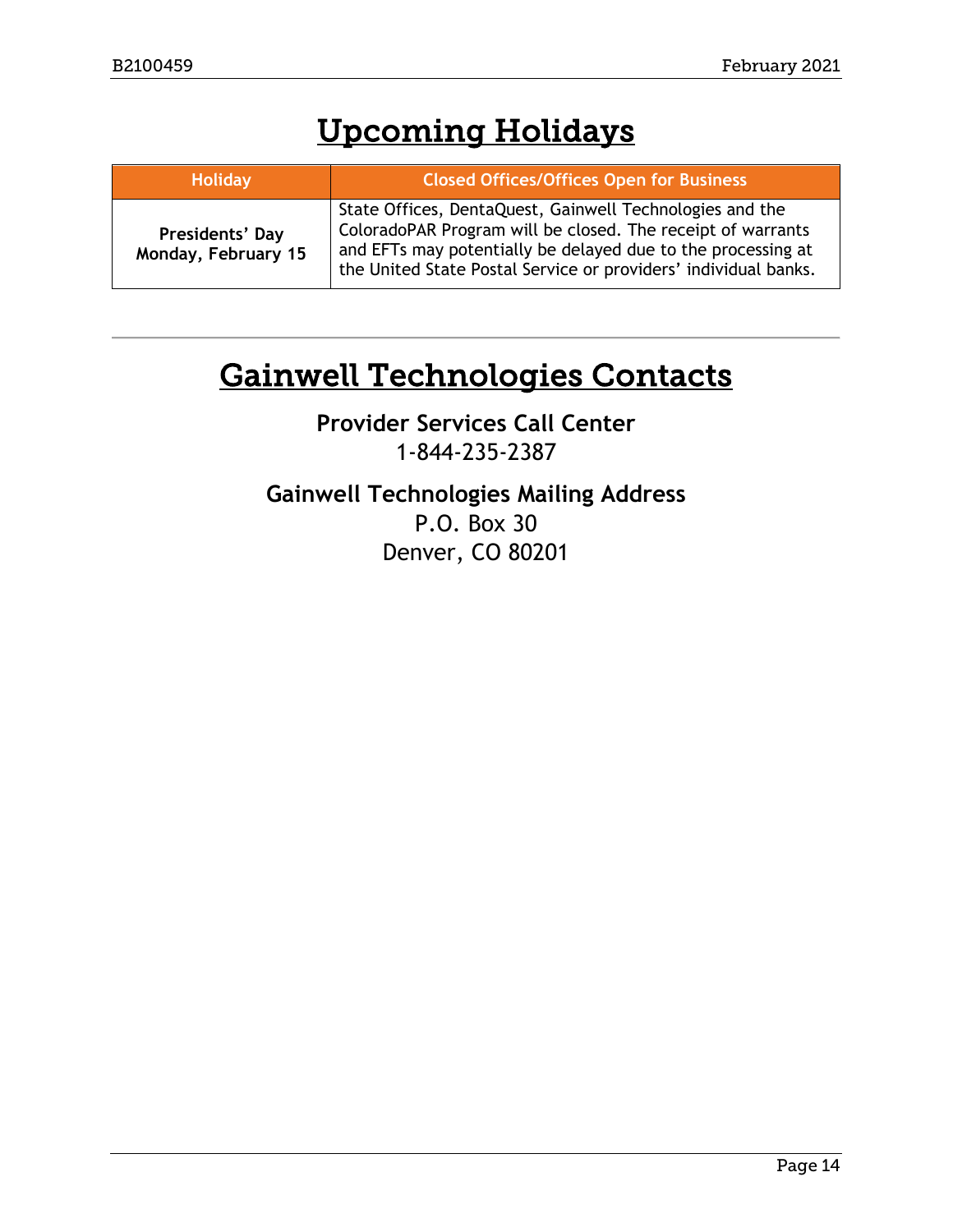# Upcoming Holidays

| Holiday | Closed Offices/Offices Open for Business |
|---|---|
| **Presidents' Day Monday, February 15** | State Offices, DentaQuest, Gainwell Technologies and the ColoradoPAR Program will be closed. The receipt of warrants and EFTs may potentially be delayed due to the processing at the United State Postal Service or providers' individual banks. |

# Gainwell Technologies Contacts

**Provider Services Call Center**

1-844-235-2387

**Gainwell Technologies Mailing Address**

P.O. Box 30
Denver, CO 80201